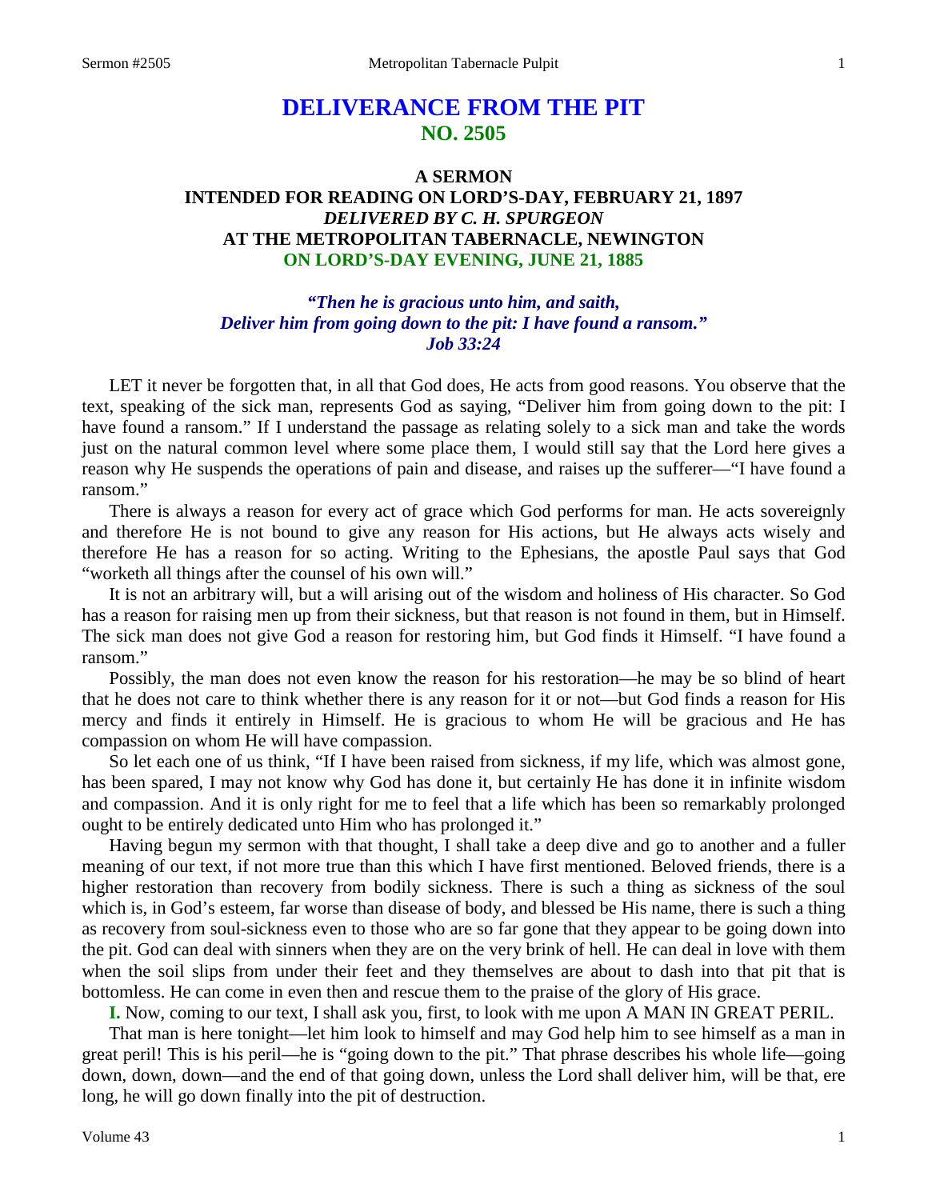# DELIVERANCE FROM THE PIT
## NO. 2505

### A SERMON
### INTENDED FOR READING ON LORD'S-DAY, FEBRUARY 21, 1897
### *DELIVERED BY C. H. SPURGEON*
### AT THE METROPOLITAN TABERNACLE, NEWINGTON
### ON LORD'S-DAY EVENING, JUNE 21, 1885

***"Then he is gracious unto him, and saith,***
***Deliver him from going down to the pit: I have found a ransom."***
***Job 33:24***

LET it never be forgotten that, in all that God does, He acts from good reasons. You observe that the text, speaking of the sick man, represents God as saying, "Deliver him from going down to the pit: I have found a ransom." If I understand the passage as relating solely to a sick man and take the words just on the natural common level where some place them, I would still say that the Lord here gives a reason why He suspends the operations of pain and disease, and raises up the sufferer—"I have found a ransom."

There is always a reason for every act of grace which God performs for man. He acts sovereignly and therefore He is not bound to give any reason for His actions, but He always acts wisely and therefore He has a reason for so acting. Writing to the Ephesians, the apostle Paul says that God "worketh all things after the counsel of his own will."

It is not an arbitrary will, but a will arising out of the wisdom and holiness of His character. So God has a reason for raising men up from their sickness, but that reason is not found in them, but in Himself. The sick man does not give God a reason for restoring him, but God finds it Himself. "I have found a ransom."

Possibly, the man does not even know the reason for his restoration—he may be so blind of heart that he does not care to think whether there is any reason for it or not—but God finds a reason for His mercy and finds it entirely in Himself. He is gracious to whom He will be gracious and He has compassion on whom He will have compassion.

So let each one of us think, "If I have been raised from sickness, if my life, which was almost gone, has been spared, I may not know why God has done it, but certainly He has done it in infinite wisdom and compassion. And it is only right for me to feel that a life which has been so remarkably prolonged ought to be entirely dedicated unto Him who has prolonged it."

Having begun my sermon with that thought, I shall take a deep dive and go to another and a fuller meaning of our text, if not more true than this which I have first mentioned. Beloved friends, there is a higher restoration than recovery from bodily sickness. There is such a thing as sickness of the soul which is, in God's esteem, far worse than disease of body, and blessed be His name, there is such a thing as recovery from soul-sickness even to those who are so far gone that they appear to be going down into the pit. God can deal with sinners when they are on the very brink of hell. He can deal in love with them when the soil slips from under their feet and they themselves are about to dash into that pit that is bottomless. He can come in even then and rescue them to the praise of the glory of His grace.

**I.** Now, coming to our text, I shall ask you, first, to look with me upon A MAN IN GREAT PERIL.

That man is here tonight—let him look to himself and may God help him to see himself as a man in great peril! This is his peril—he is "going down to the pit." That phrase describes his whole life—going down, down, down—and the end of that going down, unless the Lord shall deliver him, will be that, ere long, he will go down finally into the pit of destruction.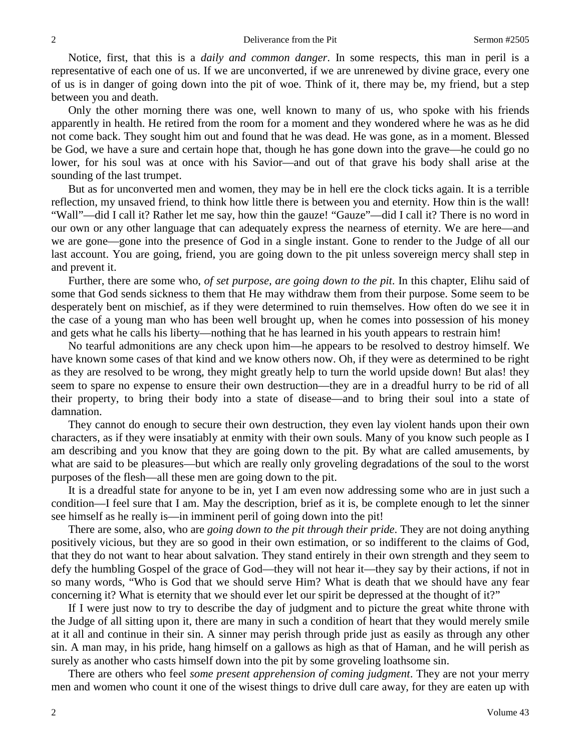Notice, first, that this is a *daily and common danger*. In some respects, this man in peril is a representative of each one of us. If we are unconverted, if we are unrenewed by divine grace, every one of us is in danger of going down into the pit of woe. Think of it, there may be, my friend, but a step between you and death.

Only the other morning there was one, well known to many of us, who spoke with his friends apparently in health. He retired from the room for a moment and they wondered where he was as he did not come back. They sought him out and found that he was dead. He was gone, as in a moment. Blessed be God, we have a sure and certain hope that, though he has gone down into the grave—he could go no lower, for his soul was at once with his Savior—and out of that grave his body shall arise at the sounding of the last trumpet.

But as for unconverted men and women, they may be in hell ere the clock ticks again. It is a terrible reflection, my unsaved friend, to think how little there is between you and eternity. How thin is the wall! "Wall"—did I call it? Rather let me say, how thin the gauze! "Gauze"—did I call it? There is no word in our own or any other language that can adequately express the nearness of eternity. We are here—and we are gone—gone into the presence of God in a single instant. Gone to render to the Judge of all our last account. You are going, friend, you are going down to the pit unless sovereign mercy shall step in and prevent it.

Further, there are some who, *of set purpose, are going down to the pit*. In this chapter, Elihu said of some that God sends sickness to them that He may withdraw them from their purpose. Some seem to be desperately bent on mischief, as if they were determined to ruin themselves. How often do we see it in the case of a young man who has been well brought up, when he comes into possession of his money and gets what he calls his liberty—nothing that he has learned in his youth appears to restrain him!

No tearful admonitions are any check upon him—he appears to be resolved to destroy himself. We have known some cases of that kind and we know others now. Oh, if they were as determined to be right as they are resolved to be wrong, they might greatly help to turn the world upside down! But alas! they seem to spare no expense to ensure their own destruction—they are in a dreadful hurry to be rid of all their property, to bring their body into a state of disease—and to bring their soul into a state of damnation.

They cannot do enough to secure their own destruction, they even lay violent hands upon their own characters, as if they were insatiably at enmity with their own souls. Many of you know such people as I am describing and you know that they are going down to the pit. By what are called amusements, by what are said to be pleasures—but which are really only groveling degradations of the soul to the worst purposes of the flesh—all these men are going down to the pit.

It is a dreadful state for anyone to be in, yet I am even now addressing some who are in just such a condition—I feel sure that I am. May the description, brief as it is, be complete enough to let the sinner see himself as he really is—in imminent peril of going down into the pit!

There are some, also, who are *going down to the pit through their pride*. They are not doing anything positively vicious, but they are so good in their own estimation, or so indifferent to the claims of God, that they do not want to hear about salvation. They stand entirely in their own strength and they seem to defy the humbling Gospel of the grace of God—they will not hear it—they say by their actions, if not in so many words, "Who is God that we should serve Him? What is death that we should have any fear concerning it? What is eternity that we should ever let our spirit be depressed at the thought of it?"

If I were just now to try to describe the day of judgment and to picture the great white throne with the Judge of all sitting upon it, there are many in such a condition of heart that they would merely smile at it all and continue in their sin. A sinner may perish through pride just as easily as through any other sin. A man may, in his pride, hang himself on a gallows as high as that of Haman, and he will perish as surely as another who casts himself down into the pit by some groveling loathsome sin.

There are others who feel *some present apprehension of coming judgment*. They are not your merry men and women who count it one of the wisest things to drive dull care away, for they are eaten up with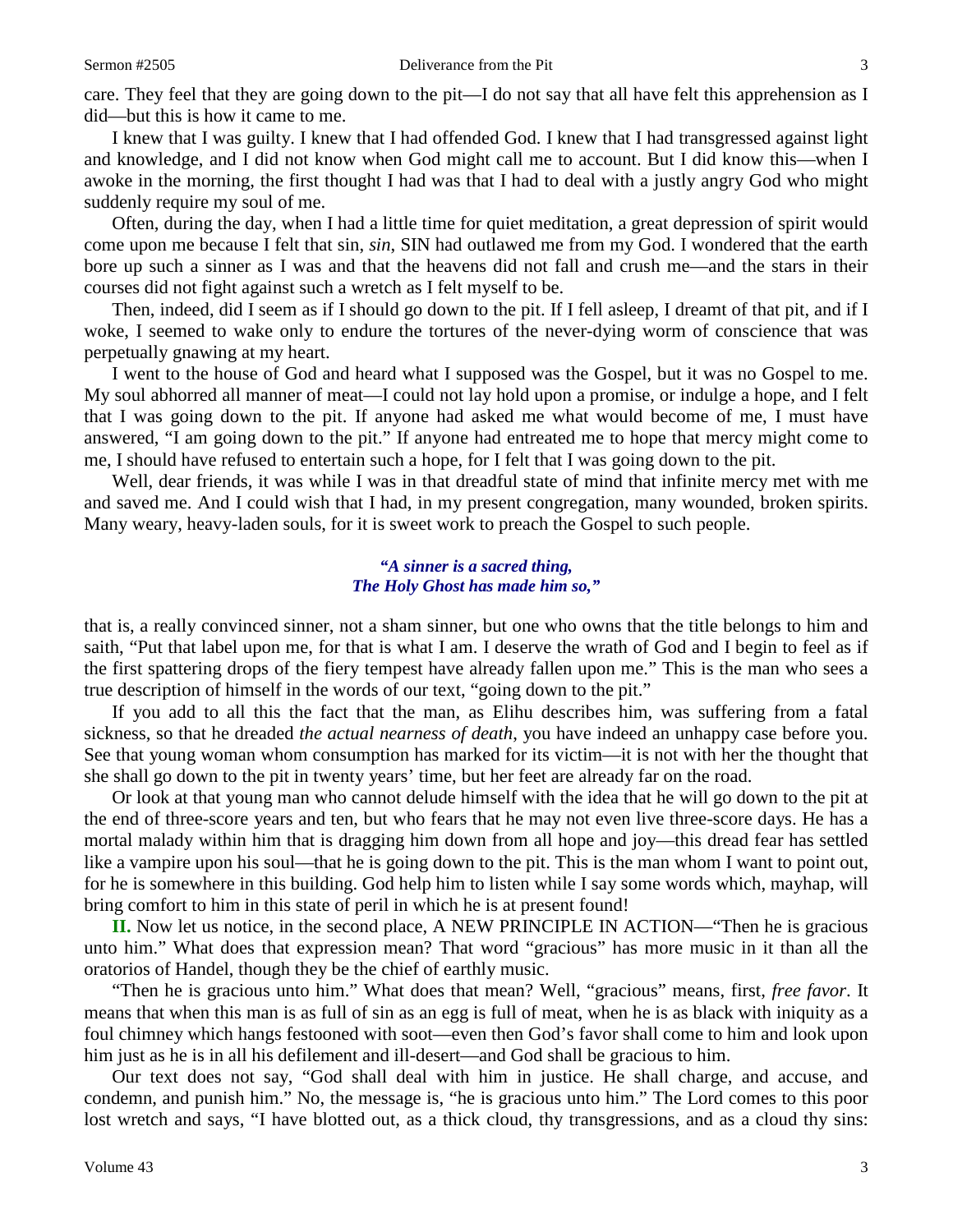care. They feel that they are going down to the pit—I do not say that all have felt this apprehension as I did—but this is how it came to me.

I knew that I was guilty. I knew that I had offended God. I knew that I had transgressed against light and knowledge, and I did not know when God might call me to account. But I did know this—when I awoke in the morning, the first thought I had was that I had to deal with a justly angry God who might suddenly require my soul of me.

Often, during the day, when I had a little time for quiet meditation, a great depression of spirit would come upon me because I felt that sin, *sin*, SIN had outlawed me from my God. I wondered that the earth bore up such a sinner as I was and that the heavens did not fall and crush me—and the stars in their courses did not fight against such a wretch as I felt myself to be.

Then, indeed, did I seem as if I should go down to the pit. If I fell asleep, I dreamt of that pit, and if I woke, I seemed to wake only to endure the tortures of the never-dying worm of conscience that was perpetually gnawing at my heart.

I went to the house of God and heard what I supposed was the Gospel, but it was no Gospel to me. My soul abhorred all manner of meat—I could not lay hold upon a promise, or indulge a hope, and I felt that I was going down to the pit. If anyone had asked me what would become of me, I must have answered, "I am going down to the pit." If anyone had entreated me to hope that mercy might come to me, I should have refused to entertain such a hope, for I felt that I was going down to the pit.

Well, dear friends, it was while I was in that dreadful state of mind that infinite mercy met with me and saved me. And I could wish that I had, in my present congregation, many wounded, broken spirits. Many weary, heavy-laden souls, for it is sweet work to preach the Gospel to such people.

> ***"A sinner is a sacred thing,***
> ***The Holy Ghost has made him so,"***

that is, a really convinced sinner, not a sham sinner, but one who owns that the title belongs to him and saith, "Put that label upon me, for that is what I am. I deserve the wrath of God and I begin to feel as if the first spattering drops of the fiery tempest have already fallen upon me." This is the man who sees a true description of himself in the words of our text, "going down to the pit."

If you add to all this the fact that the man, as Elihu describes him, was suffering from a fatal sickness, so that he dreaded *the actual nearness of death*, you have indeed an unhappy case before you. See that young woman whom consumption has marked for its victim—it is not with her the thought that she shall go down to the pit in twenty years' time, but her feet are already far on the road.

Or look at that young man who cannot delude himself with the idea that he will go down to the pit at the end of three-score years and ten, but who fears that he may not even live three-score days. He has a mortal malady within him that is dragging him down from all hope and joy—this dread fear has settled like a vampire upon his soul—that he is going down to the pit. This is the man whom I want to point out, for he is somewhere in this building. God help him to listen while I say some words which, mayhap, will bring comfort to him in this state of peril in which he is at present found!

**II.** Now let us notice, in the second place, A NEW PRINCIPLE IN ACTION—"Then he is gracious unto him." What does that expression mean? That word "gracious" has more music in it than all the oratorios of Handel, though they be the chief of earthly music.

"Then he is gracious unto him." What does that mean? Well, "gracious" means, first, *free favor*. It means that when this man is as full of sin as an egg is full of meat, when he is as black with iniquity as a foul chimney which hangs festooned with soot—even then God's favor shall come to him and look upon him just as he is in all his defilement and ill-desert—and God shall be gracious to him.

Our text does not say, "God shall deal with him in justice. He shall charge, and accuse, and condemn, and punish him." No, the message is, "he is gracious unto him." The Lord comes to this poor lost wretch and says, "I have blotted out, as a thick cloud, thy transgressions, and as a cloud thy sins: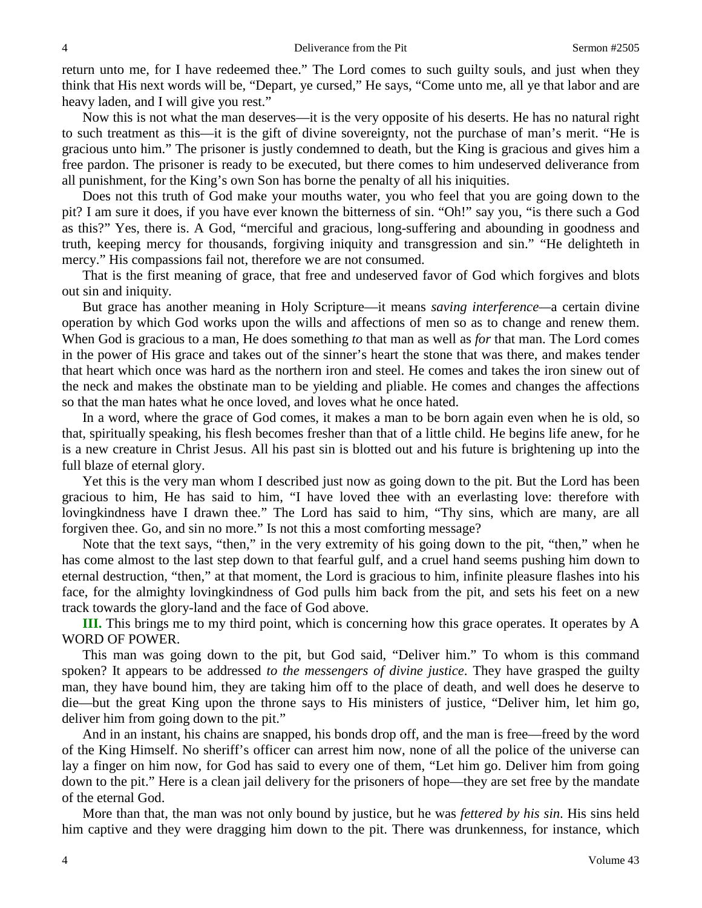return unto me, for I have redeemed thee." The Lord comes to such guilty souls, and just when they think that His next words will be, "Depart, ye cursed," He says, "Come unto me, all ye that labor and are heavy laden, and I will give you rest."

Now this is not what the man deserves—it is the very opposite of his deserts. He has no natural right to such treatment as this—it is the gift of divine sovereignty, not the purchase of man's merit. "He is gracious unto him." The prisoner is justly condemned to death, but the King is gracious and gives him a free pardon. The prisoner is ready to be executed, but there comes to him undeserved deliverance from all punishment, for the King's own Son has borne the penalty of all his iniquities.

Does not this truth of God make your mouths water, you who feel that you are going down to the pit? I am sure it does, if you have ever known the bitterness of sin. "Oh!" say you, "is there such a God as this?" Yes, there is. A God, "merciful and gracious, long-suffering and abounding in goodness and truth, keeping mercy for thousands, forgiving iniquity and transgression and sin." "He delighteth in mercy." His compassions fail not, therefore we are not consumed.

That is the first meaning of grace, that free and undeserved favor of God which forgives and blots out sin and iniquity.

But grace has another meaning in Holy Scripture—it means *saving interference*—a certain divine operation by which God works upon the wills and affections of men so as to change and renew them. When God is gracious to a man, He does something *to* that man as well as *for* that man. The Lord comes in the power of His grace and takes out of the sinner's heart the stone that was there, and makes tender that heart which once was hard as the northern iron and steel. He comes and takes the iron sinew out of the neck and makes the obstinate man to be yielding and pliable. He comes and changes the affections so that the man hates what he once loved, and loves what he once hated.

In a word, where the grace of God comes, it makes a man to be born again even when he is old, so that, spiritually speaking, his flesh becomes fresher than that of a little child. He begins life anew, for he is a new creature in Christ Jesus. All his past sin is blotted out and his future is brightening up into the full blaze of eternal glory.

Yet this is the very man whom I described just now as going down to the pit. But the Lord has been gracious to him, He has said to him, "I have loved thee with an everlasting love: therefore with lovingkindness have I drawn thee." The Lord has said to him, "Thy sins, which are many, are all forgiven thee. Go, and sin no more." Is not this a most comforting message?

Note that the text says, "then," in the very extremity of his going down to the pit, "then," when he has come almost to the last step down to that fearful gulf, and a cruel hand seems pushing him down to eternal destruction, "then," at that moment, the Lord is gracious to him, infinite pleasure flashes into his face, for the almighty lovingkindness of God pulls him back from the pit, and sets his feet on a new track towards the glory-land and the face of God above.

**III.** This brings me to my third point, which is concerning how this grace operates. It operates by A WORD OF POWER.

This man was going down to the pit, but God said, "Deliver him." To whom is this command spoken? It appears to be addressed *to the messengers of divine justice*. They have grasped the guilty man, they have bound him, they are taking him off to the place of death, and well does he deserve to die—but the great King upon the throne says to His ministers of justice, "Deliver him, let him go, deliver him from going down to the pit."

And in an instant, his chains are snapped, his bonds drop off, and the man is free—freed by the word of the King Himself. No sheriff's officer can arrest him now, none of all the police of the universe can lay a finger on him now, for God has said to every one of them, "Let him go. Deliver him from going down to the pit." Here is a clean jail delivery for the prisoners of hope—they are set free by the mandate of the eternal God.

More than that, the man was not only bound by justice, but he was *fettered by his sin*. His sins held him captive and they were dragging him down to the pit. There was drunkenness, for instance, which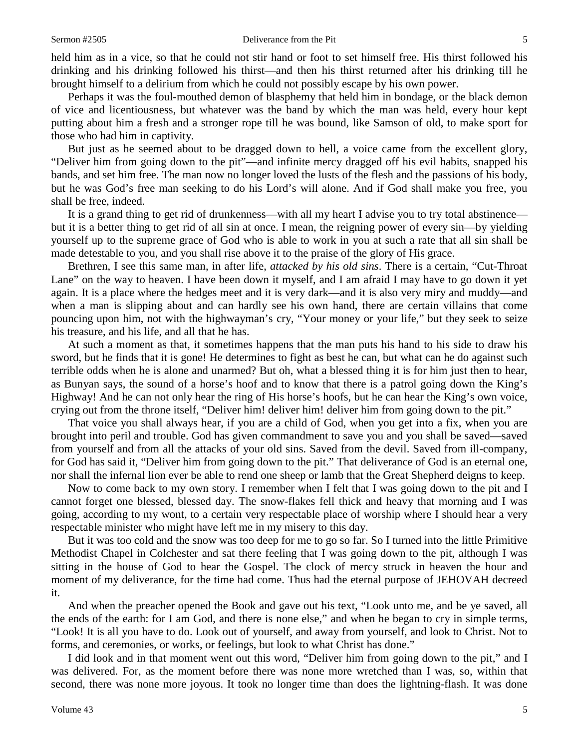held him as in a vice, so that he could not stir hand or foot to set himself free. His thirst followed his drinking and his drinking followed his thirst—and then his thirst returned after his drinking till he brought himself to a delirium from which he could not possibly escape by his own power.

Perhaps it was the foul-mouthed demon of blasphemy that held him in bondage, or the black demon of vice and licentiousness, but whatever was the band by which the man was held, every hour kept putting about him a fresh and a stronger rope till he was bound, like Samson of old, to make sport for those who had him in captivity.

But just as he seemed about to be dragged down to hell, a voice came from the excellent glory, "Deliver him from going down to the pit"—and infinite mercy dragged off his evil habits, snapped his bands, and set him free. The man now no longer loved the lusts of the flesh and the passions of his body, but he was God's free man seeking to do his Lord's will alone. And if God shall make you free, you shall be free, indeed.

It is a grand thing to get rid of drunkenness—with all my heart I advise you to try total abstinence—but it is a better thing to get rid of all sin at once. I mean, the reigning power of every sin—by yielding yourself up to the supreme grace of God who is able to work in you at such a rate that all sin shall be made detestable to you, and you shall rise above it to the praise of the glory of His grace.

Brethren, I see this same man, in after life, *attacked by his old sins*. There is a certain, "Cut-Throat Lane" on the way to heaven. I have been down it myself, and I am afraid I may have to go down it yet again. It is a place where the hedges meet and it is very dark—and it is also very miry and muddy—and when a man is slipping about and can hardly see his own hand, there are certain villains that come pouncing upon him, not with the highwayman's cry, "Your money or your life," but they seek to seize his treasure, and his life, and all that he has.

At such a moment as that, it sometimes happens that the man puts his hand to his side to draw his sword, but he finds that it is gone! He determines to fight as best he can, but what can he do against such terrible odds when he is alone and unarmed? But oh, what a blessed thing it is for him just then to hear, as Bunyan says, the sound of a horse's hoof and to know that there is a patrol going down the King's Highway! And he can not only hear the ring of His horse's hoofs, but he can hear the King's own voice, crying out from the throne itself, "Deliver him! deliver him! deliver him from going down to the pit."

That voice you shall always hear, if you are a child of God, when you get into a fix, when you are brought into peril and trouble. God has given commandment to save you and you shall be saved—saved from yourself and from all the attacks of your old sins. Saved from the devil. Saved from ill-company, for God has said it, "Deliver him from going down to the pit." That deliverance of God is an eternal one, nor shall the infernal lion ever be able to rend one sheep or lamb that the Great Shepherd deigns to keep.

Now to come back to my own story. I remember when I felt that I was going down to the pit and I cannot forget one blessed, blessed day. The snow-flakes fell thick and heavy that morning and I was going, according to my wont, to a certain very respectable place of worship where I should hear a very respectable minister who might have left me in my misery to this day.

But it was too cold and the snow was too deep for me to go so far. So I turned into the little Primitive Methodist Chapel in Colchester and sat there feeling that I was going down to the pit, although I was sitting in the house of God to hear the Gospel. The clock of mercy struck in heaven the hour and moment of my deliverance, for the time had come. Thus had the eternal purpose of JEHOVAH decreed it.

And when the preacher opened the Book and gave out his text, "Look unto me, and be ye saved, all the ends of the earth: for I am God, and there is none else," and when he began to cry in simple terms, "Look! It is all you have to do. Look out of yourself, and away from yourself, and look to Christ. Not to forms, and ceremonies, or works, or feelings, but look to what Christ has done."

I did look and in that moment went out this word, "Deliver him from going down to the pit," and I was delivered. For, as the moment before there was none more wretched than I was, so, within that second, there was none more joyous. It took no longer time than does the lightning-flash. It was done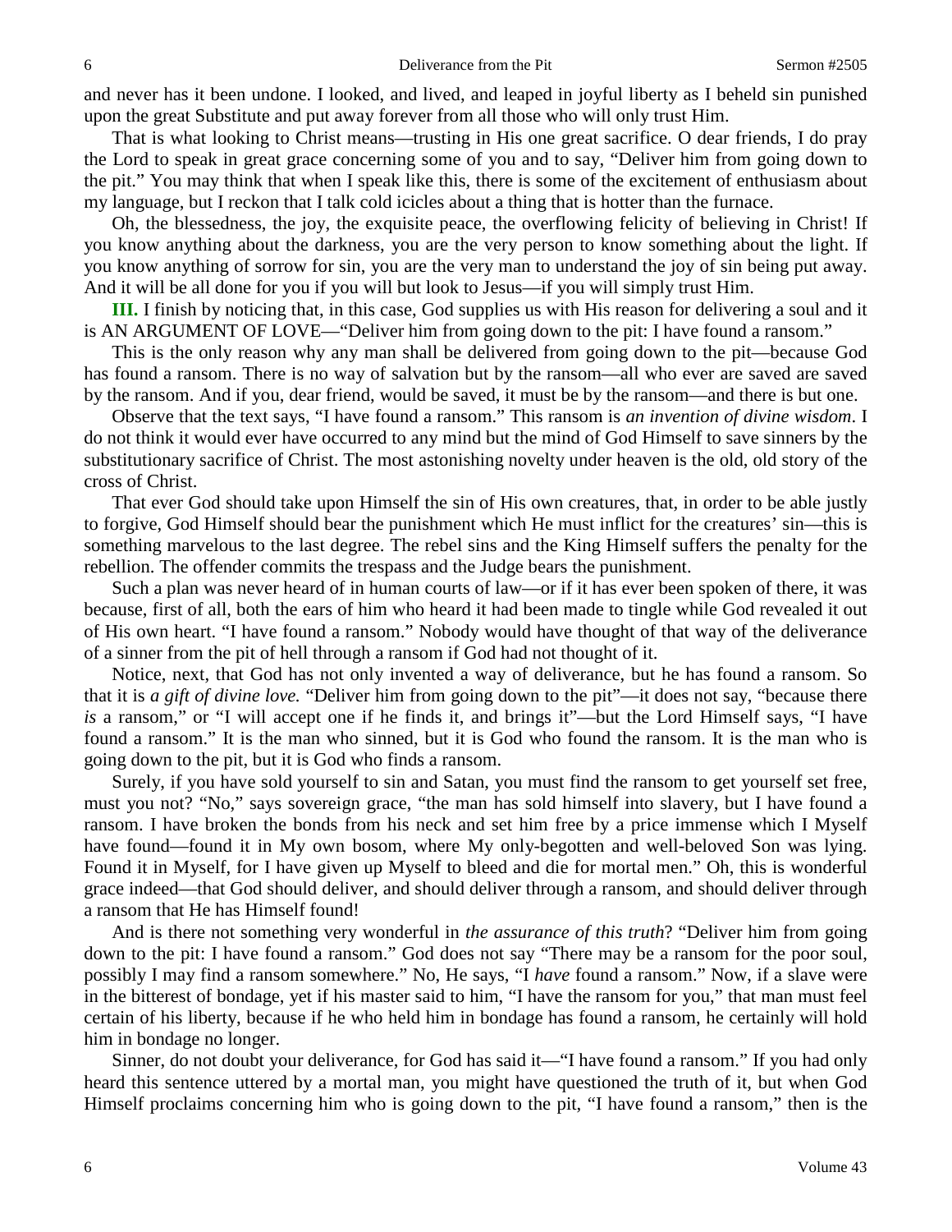and never has it been undone. I looked, and lived, and leaped in joyful liberty as I beheld sin punished upon the great Substitute and put away forever from all those who will only trust Him.

That is what looking to Christ means—trusting in His one great sacrifice. O dear friends, I do pray the Lord to speak in great grace concerning some of you and to say, "Deliver him from going down to the pit." You may think that when I speak like this, there is some of the excitement of enthusiasm about my language, but I reckon that I talk cold icicles about a thing that is hotter than the furnace.

Oh, the blessedness, the joy, the exquisite peace, the overflowing felicity of believing in Christ! If you know anything about the darkness, you are the very person to know something about the light. If you know anything of sorrow for sin, you are the very man to understand the joy of sin being put away. And it will be all done for you if you will but look to Jesus—if you will simply trust Him.

**III.** I finish by noticing that, in this case, God supplies us with His reason for delivering a soul and it is AN ARGUMENT OF LOVE—"Deliver him from going down to the pit: I have found a ransom."

This is the only reason why any man shall be delivered from going down to the pit—because God has found a ransom. There is no way of salvation but by the ransom—all who ever are saved are saved by the ransom. And if you, dear friend, would be saved, it must be by the ransom—and there is but one.

Observe that the text says, "I have found a ransom." This ransom is *an invention of divine wisdom*. I do not think it would ever have occurred to any mind but the mind of God Himself to save sinners by the substitutionary sacrifice of Christ. The most astonishing novelty under heaven is the old, old story of the cross of Christ.

That ever God should take upon Himself the sin of His own creatures, that, in order to be able justly to forgive, God Himself should bear the punishment which He must inflict for the creatures' sin—this is something marvelous to the last degree. The rebel sins and the King Himself suffers the penalty for the rebellion. The offender commits the trespass and the Judge bears the punishment.

Such a plan was never heard of in human courts of law—or if it has ever been spoken of there, it was because, first of all, both the ears of him who heard it had been made to tingle while God revealed it out of His own heart. "I have found a ransom." Nobody would have thought of that way of the deliverance of a sinner from the pit of hell through a ransom if God had not thought of it.

Notice, next, that God has not only invented a way of deliverance, but he has found a ransom. So that it is *a gift of divine love.* "Deliver him from going down to the pit"—it does not say, "because there *is* a ransom," or "I will accept one if he finds it, and brings it"—but the Lord Himself says, "I have found a ransom." It is the man who sinned, but it is God who found the ransom. It is the man who is going down to the pit, but it is God who finds a ransom.

Surely, if you have sold yourself to sin and Satan, you must find the ransom to get yourself set free, must you not? "No," says sovereign grace, "the man has sold himself into slavery, but I have found a ransom. I have broken the bonds from his neck and set him free by a price immense which I Myself have found—found it in My own bosom, where My only-begotten and well-beloved Son was lying. Found it in Myself, for I have given up Myself to bleed and die for mortal men." Oh, this is wonderful grace indeed—that God should deliver, and should deliver through a ransom, and should deliver through a ransom that He has Himself found!

And is there not something very wonderful in *the assurance of this truth*? "Deliver him from going down to the pit: I have found a ransom." God does not say "There may be a ransom for the poor soul, possibly I may find a ransom somewhere." No, He says, "I *have* found a ransom." Now, if a slave were in the bitterest of bondage, yet if his master said to him, "I have the ransom for you," that man must feel certain of his liberty, because if he who held him in bondage has found a ransom, he certainly will hold him in bondage no longer.

Sinner, do not doubt your deliverance, for God has said it—"I have found a ransom." If you had only heard this sentence uttered by a mortal man, you might have questioned the truth of it, but when God Himself proclaims concerning him who is going down to the pit, "I have found a ransom," then is the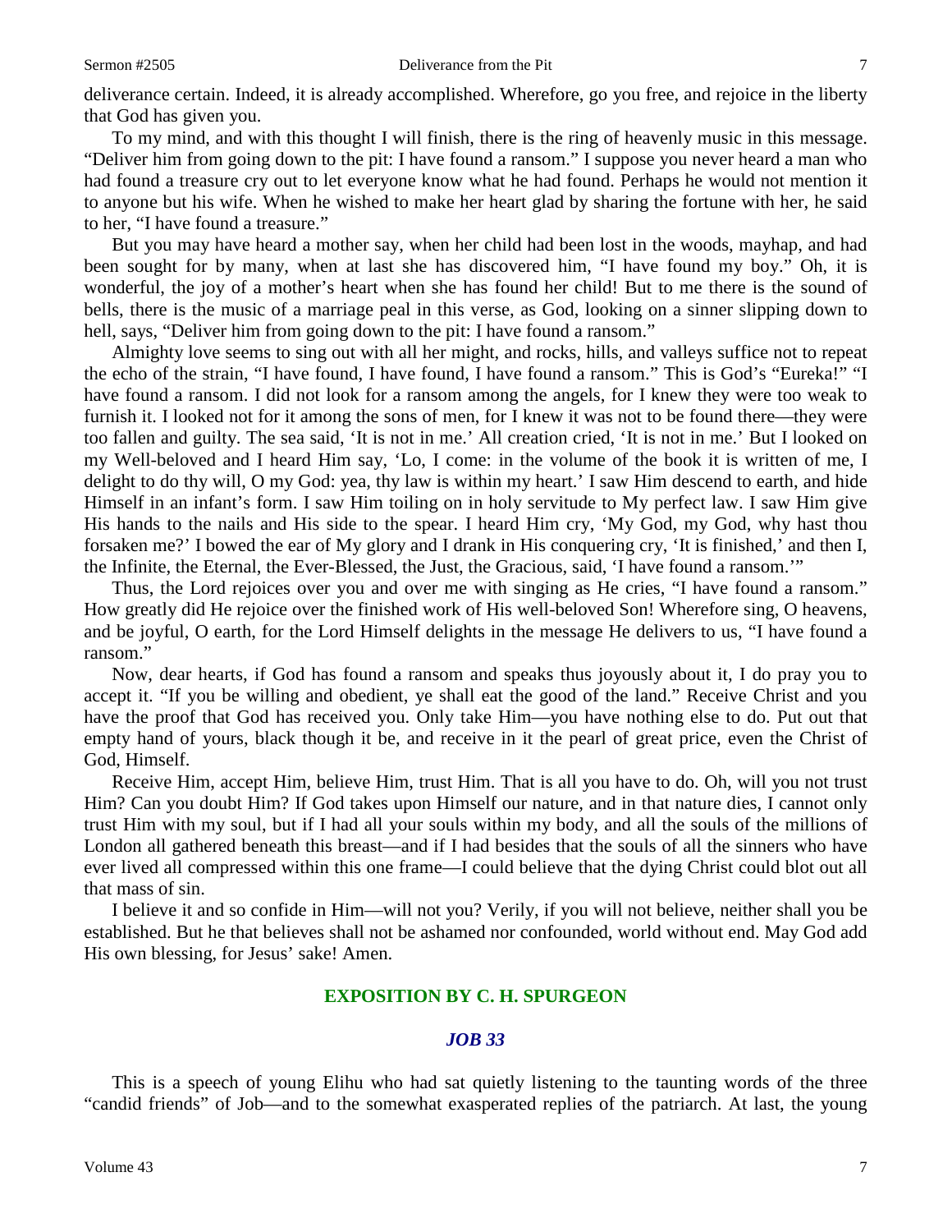deliverance certain. Indeed, it is already accomplished. Wherefore, go you free, and rejoice in the liberty that God has given you.

To my mind, and with this thought I will finish, there is the ring of heavenly music in this message. "Deliver him from going down to the pit: I have found a ransom." I suppose you never heard a man who had found a treasure cry out to let everyone know what he had found. Perhaps he would not mention it to anyone but his wife. When he wished to make her heart glad by sharing the fortune with her, he said to her, "I have found a treasure."

But you may have heard a mother say, when her child had been lost in the woods, mayhap, and had been sought for by many, when at last she has discovered him, "I have found my boy." Oh, it is wonderful, the joy of a mother's heart when she has found her child! But to me there is the sound of bells, there is the music of a marriage peal in this verse, as God, looking on a sinner slipping down to hell, says, "Deliver him from going down to the pit: I have found a ransom."

Almighty love seems to sing out with all her might, and rocks, hills, and valleys suffice not to repeat the echo of the strain, "I have found, I have found, I have found a ransom." This is God's "Eureka!" "I have found a ransom. I did not look for a ransom among the angels, for I knew they were too weak to furnish it. I looked not for it among the sons of men, for I knew it was not to be found there—they were too fallen and guilty. The sea said, 'It is not in me.' All creation cried, 'It is not in me.' But I looked on my Well-beloved and I heard Him say, 'Lo, I come: in the volume of the book it is written of me, I delight to do thy will, O my God: yea, thy law is within my heart.' I saw Him descend to earth, and hide Himself in an infant's form. I saw Him toiling on in holy servitude to My perfect law. I saw Him give His hands to the nails and His side to the spear. I heard Him cry, 'My God, my God, why hast thou forsaken me?' I bowed the ear of My glory and I drank in His conquering cry, 'It is finished,' and then I, the Infinite, the Eternal, the Ever-Blessed, the Just, the Gracious, said, 'I have found a ransom.'"

Thus, the Lord rejoices over you and over me with singing as He cries, "I have found a ransom." How greatly did He rejoice over the finished work of His well-beloved Son! Wherefore sing, O heavens, and be joyful, O earth, for the Lord Himself delights in the message He delivers to us, "I have found a ransom."

Now, dear hearts, if God has found a ransom and speaks thus joyously about it, I do pray you to accept it. "If you be willing and obedient, ye shall eat the good of the land." Receive Christ and you have the proof that God has received you. Only take Him—you have nothing else to do. Put out that empty hand of yours, black though it be, and receive in it the pearl of great price, even the Christ of God, Himself.

Receive Him, accept Him, believe Him, trust Him. That is all you have to do. Oh, will you not trust Him? Can you doubt Him? If God takes upon Himself our nature, and in that nature dies, I cannot only trust Him with my soul, but if I had all your souls within my body, and all the souls of the millions of London all gathered beneath this breast—and if I had besides that the souls of all the sinners who have ever lived all compressed within this one frame—I could believe that the dying Christ could blot out all that mass of sin.

I believe it and so confide in Him—will not you? Verily, if you will not believe, neither shall you be established. But he that believes shall not be ashamed nor confounded, world without end. May God add His own blessing, for Jesus' sake! Amen.

## EXPOSITION BY C. H. SPURGEON

### *JOB 33*

This is a speech of young Elihu who had sat quietly listening to the taunting words of the three "candid friends" of Job—and to the somewhat exasperated replies of the patriarch. At last, the young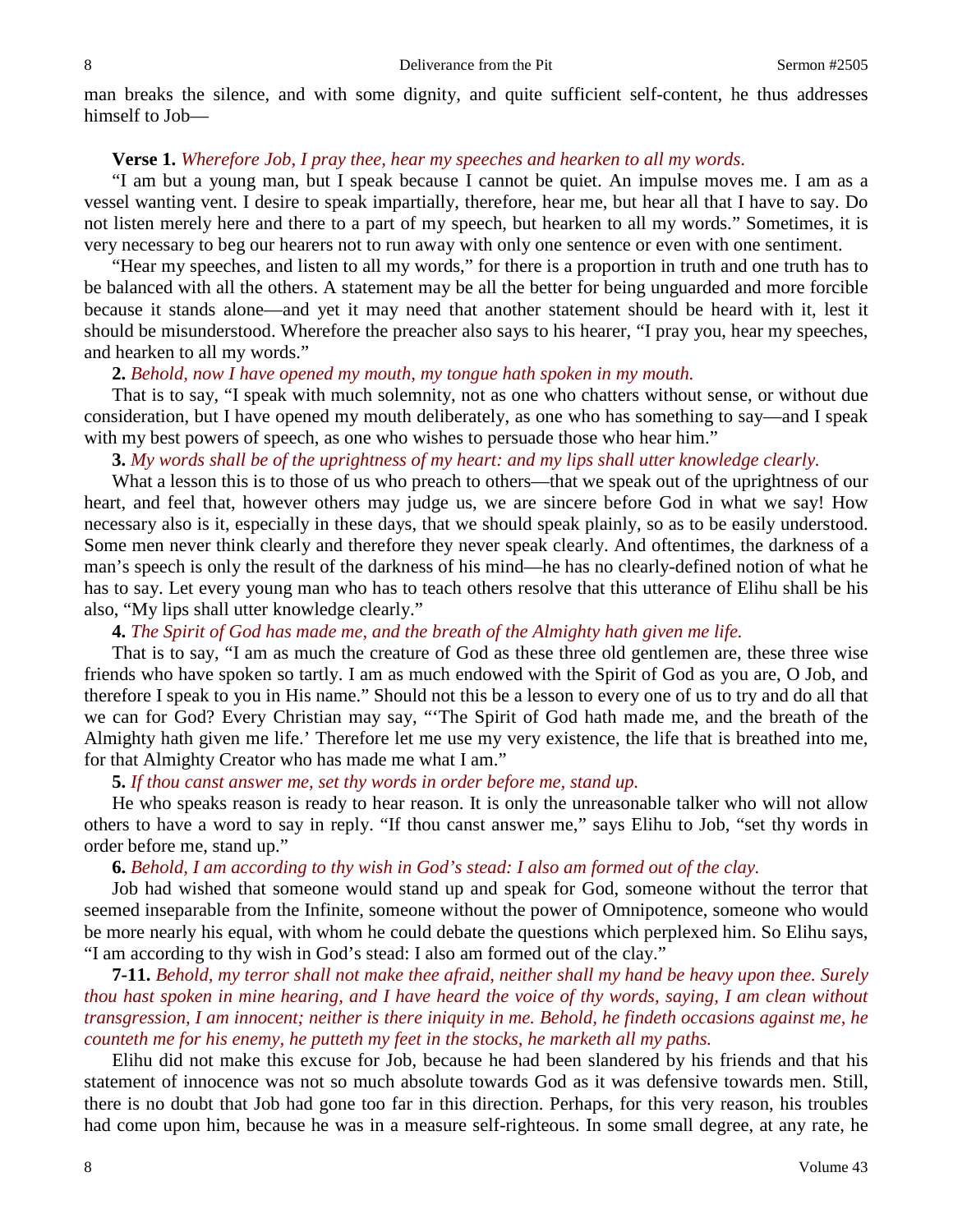man breaks the silence, and with some dignity, and quite sufficient self-content, he thus addresses himself to Job—

**Verse 1.** *Wherefore Job, I pray thee, hear my speeches and hearken to all my words.*

"I am but a young man, but I speak because I cannot be quiet. An impulse moves me. I am as a vessel wanting vent. I desire to speak impartially, therefore, hear me, but hear all that I have to say. Do not listen merely here and there to a part of my speech, but hearken to all my words." Sometimes, it is very necessary to beg our hearers not to run away with only one sentence or even with one sentiment.

"Hear my speeches, and listen to all my words," for there is a proportion in truth and one truth has to be balanced with all the others. A statement may be all the better for being unguarded and more forcible because it stands alone—and yet it may need that another statement should be heard with it, lest it should be misunderstood. Wherefore the preacher also says to his hearer, "I pray you, hear my speeches, and hearken to all my words."

**2.** *Behold, now I have opened my mouth, my tongue hath spoken in my mouth.*

That is to say, "I speak with much solemnity, not as one who chatters without sense, or without due consideration, but I have opened my mouth deliberately, as one who has something to say—and I speak with my best powers of speech, as one who wishes to persuade those who hear him."

**3.** *My words shall be of the uprightness of my heart: and my lips shall utter knowledge clearly.*

What a lesson this is to those of us who preach to others—that we speak out of the uprightness of our heart, and feel that, however others may judge us, we are sincere before God in what we say! How necessary also is it, especially in these days, that we should speak plainly, so as to be easily understood. Some men never think clearly and therefore they never speak clearly. And oftentimes, the darkness of a man's speech is only the result of the darkness of his mind—he has no clearly-defined notion of what he has to say. Let every young man who has to teach others resolve that this utterance of Elihu shall be his also, "My lips shall utter knowledge clearly."

**4.** *The Spirit of God has made me, and the breath of the Almighty hath given me life.*

That is to say, "I am as much the creature of God as these three old gentlemen are, these three wise friends who have spoken so tartly. I am as much endowed with the Spirit of God as you are, O Job, and therefore I speak to you in His name." Should not this be a lesson to every one of us to try and do all that we can for God? Every Christian may say, "'The Spirit of God hath made me, and the breath of the Almighty hath given me life.' Therefore let me use my very existence, the life that is breathed into me, for that Almighty Creator who has made me what I am."

**5.** *If thou canst answer me, set thy words in order before me, stand up.*

He who speaks reason is ready to hear reason. It is only the unreasonable talker who will not allow others to have a word to say in reply. "If thou canst answer me," says Elihu to Job, "set thy words in order before me, stand up."

**6.** *Behold, I am according to thy wish in God's stead: I also am formed out of the clay.*

Job had wished that someone would stand up and speak for God, someone without the terror that seemed inseparable from the Infinite, someone without the power of Omnipotence, someone who would be more nearly his equal, with whom he could debate the questions which perplexed him. So Elihu says, "I am according to thy wish in God's stead: I also am formed out of the clay."

**7-11.** *Behold, my terror shall not make thee afraid, neither shall my hand be heavy upon thee. Surely thou hast spoken in mine hearing, and I have heard the voice of thy words, saying, I am clean without transgression, I am innocent; neither is there iniquity in me. Behold, he findeth occasions against me, he counteth me for his enemy, he putteth my feet in the stocks, he marketh all my paths.*

Elihu did not make this excuse for Job, because he had been slandered by his friends and that his statement of innocence was not so much absolute towards God as it was defensive towards men. Still, there is no doubt that Job had gone too far in this direction. Perhaps, for this very reason, his troubles had come upon him, because he was in a measure self-righteous. In some small degree, at any rate, he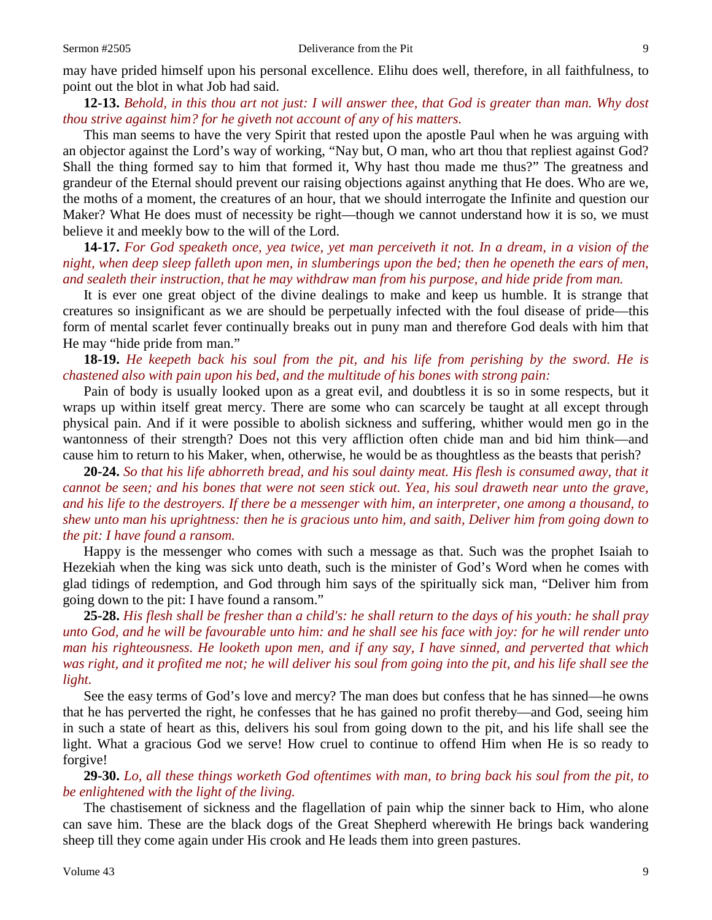may have prided himself upon his personal excellence. Elihu does well, therefore, in all faithfulness, to point out the blot in what Job had said.

**12-13.** *Behold, in this thou art not just: I will answer thee, that God is greater than man. Why dost thou strive against him? for he giveth not account of any of his matters.*

This man seems to have the very Spirit that rested upon the apostle Paul when he was arguing with an objector against the Lord's way of working, "Nay but, O man, who art thou that repliest against God? Shall the thing formed say to him that formed it, Why hast thou made me thus?" The greatness and grandeur of the Eternal should prevent our raising objections against anything that He does. Who are we, the moths of a moment, the creatures of an hour, that we should interrogate the Infinite and question our Maker? What He does must of necessity be right—though we cannot understand how it is so, we must believe it and meekly bow to the will of the Lord.

**14-17.** *For God speaketh once, yea twice, yet man perceiveth it not. In a dream, in a vision of the night, when deep sleep falleth upon men, in slumberings upon the bed; then he openeth the ears of men, and sealeth their instruction, that he may withdraw man from his purpose, and hide pride from man.*

It is ever one great object of the divine dealings to make and keep us humble. It is strange that creatures so insignificant as we are should be perpetually infected with the foul disease of pride—this form of mental scarlet fever continually breaks out in puny man and therefore God deals with him that He may "hide pride from man."

**18-19.** *He keepeth back his soul from the pit, and his life from perishing by the sword. He is chastened also with pain upon his bed, and the multitude of his bones with strong pain:*

Pain of body is usually looked upon as a great evil, and doubtless it is so in some respects, but it wraps up within itself great mercy. There are some who can scarcely be taught at all except through physical pain. And if it were possible to abolish sickness and suffering, whither would men go in the wantonness of their strength? Does not this very affliction often chide man and bid him think—and cause him to return to his Maker, when, otherwise, he would be as thoughtless as the beasts that perish?

**20-24.** *So that his life abhorreth bread, and his soul dainty meat. His flesh is consumed away, that it cannot be seen; and his bones that were not seen stick out. Yea, his soul draweth near unto the grave, and his life to the destroyers. If there be a messenger with him, an interpreter, one among a thousand, to shew unto man his uprightness: then he is gracious unto him, and saith, Deliver him from going down to the pit: I have found a ransom.*

Happy is the messenger who comes with such a message as that. Such was the prophet Isaiah to Hezekiah when the king was sick unto death, such is the minister of God's Word when he comes with glad tidings of redemption, and God through him says of the spiritually sick man, "Deliver him from going down to the pit: I have found a ransom."

**25-28.** *His flesh shall be fresher than a child's: he shall return to the days of his youth: he shall pray unto God, and he will be favourable unto him: and he shall see his face with joy: for he will render unto man his righteousness. He looketh upon men, and if any say, I have sinned, and perverted that which was right, and it profited me not; he will deliver his soul from going into the pit, and his life shall see the light.*

See the easy terms of God's love and mercy? The man does but confess that he has sinned—he owns that he has perverted the right, he confesses that he has gained no profit thereby—and God, seeing him in such a state of heart as this, delivers his soul from going down to the pit, and his life shall see the light. What a gracious God we serve! How cruel to continue to offend Him when He is so ready to forgive!

**29-30.** *Lo, all these things worketh God oftentimes with man, to bring back his soul from the pit, to be enlightened with the light of the living.*

The chastisement of sickness and the flagellation of pain whip the sinner back to Him, who alone can save him. These are the black dogs of the Great Shepherd wherewith He brings back wandering sheep till they come again under His crook and He leads them into green pastures.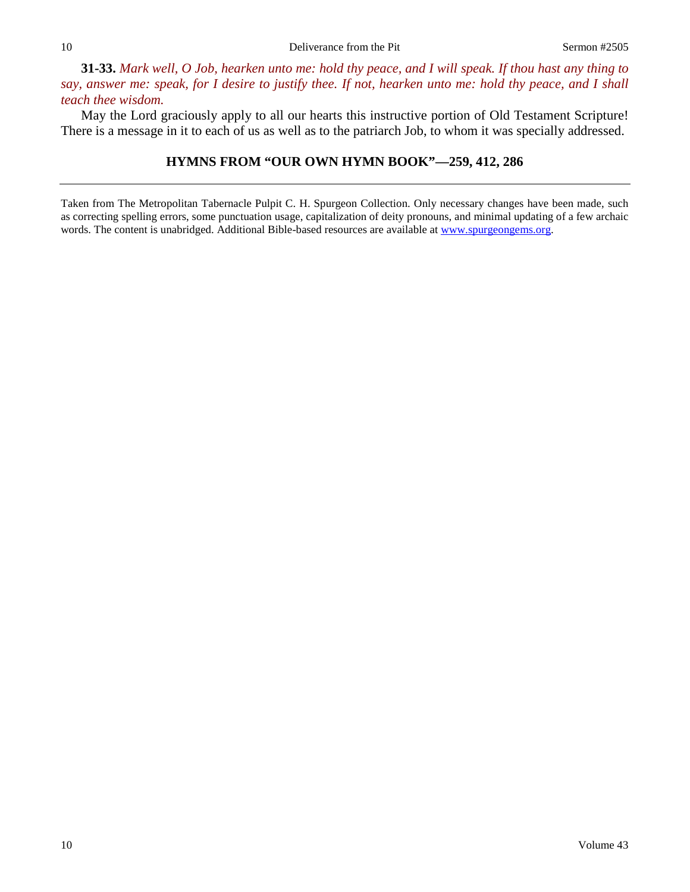**31-33.** *Mark well, O Job, hearken unto me: hold thy peace, and I will speak. If thou hast any thing to say, answer me: speak, for I desire to justify thee. If not, hearken unto me: hold thy peace, and I shall teach thee wisdom.*

May the Lord graciously apply to all our hearts this instructive portion of Old Testament Scripture! There is a message in it to each of us as well as to the patriarch Job, to whom it was specially addressed.

## HYMNS FROM "OUR OWN HYMN BOOK"—259, 412, 286

---

Taken from The Metropolitan Tabernacle Pulpit C. H. Spurgeon Collection. Only necessary changes have been made, such as correcting spelling errors, some punctuation usage, capitalization of deity pronouns, and minimal updating of a few archaic words. The content is unabridged. Additional Bible-based resources are available at www.spurgeongems.org.